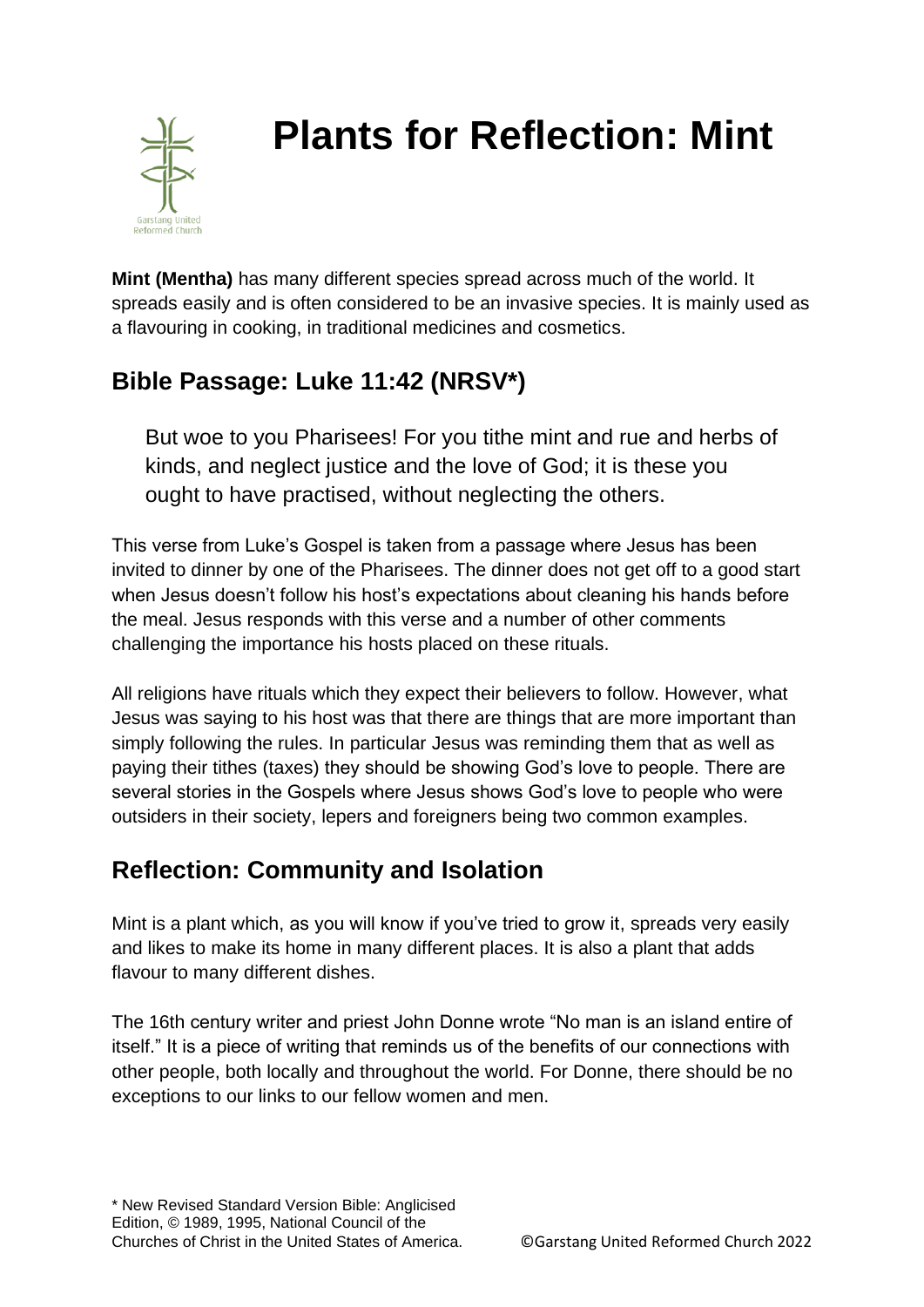# Plants for Reflection: Mint

**Mint (Mentha)** has many different species spread across much of the world. It spreads easily and is often considered to be an invasive species. It is mainly used as a flavouring in cooking, in traditional medicines and cosmetics.

## Bible Passage: Luke 11:42 (NRSV*)

> But woe to you Pharisees! For you tithe mint and rue and herbs of kinds, and neglect justice and the love of God; it is these you ought to have practised, without neglecting the others.

This verse from Luke's Gospel is taken from a passage where Jesus has been invited to dinner by one of the Pharisees. The dinner does not get off to a good start when Jesus doesn't follow his host's expectations about cleaning his hands before the meal. Jesus responds with this verse and a number of other comments challenging the importance his hosts placed on these rituals.

All religions have rituals which they expect their believers to follow. However, what Jesus was saying to his host was that there are things that are more important than simply following the rules. In particular Jesus was reminding them that as well as paying their tithes (taxes) they should be showing God's love to people. There are several stories in the Gospels where Jesus shows God's love to people who were outsiders in their society, lepers and foreigners being two common examples.

## Reflection: Community and Isolation

Mint is a plant which, as you will know if you've tried to grow it, spreads very easily and likes to make its home in many different places. It is also a plant that adds flavour to many different dishes.

The 16th century writer and priest John Donne wrote "No man is an island entire of itself." It is a piece of writing that reminds us of the benefits of our connections with other people, both locally and throughout the world. For Donne, there should be no exceptions to our links to our fellow women and men.

\* New Revised Standard Version Bible: Anglicised Edition, © 1989, 1995, National Council of the Churches of Christ in the United States of America.

©Garstang United Reformed Church 2022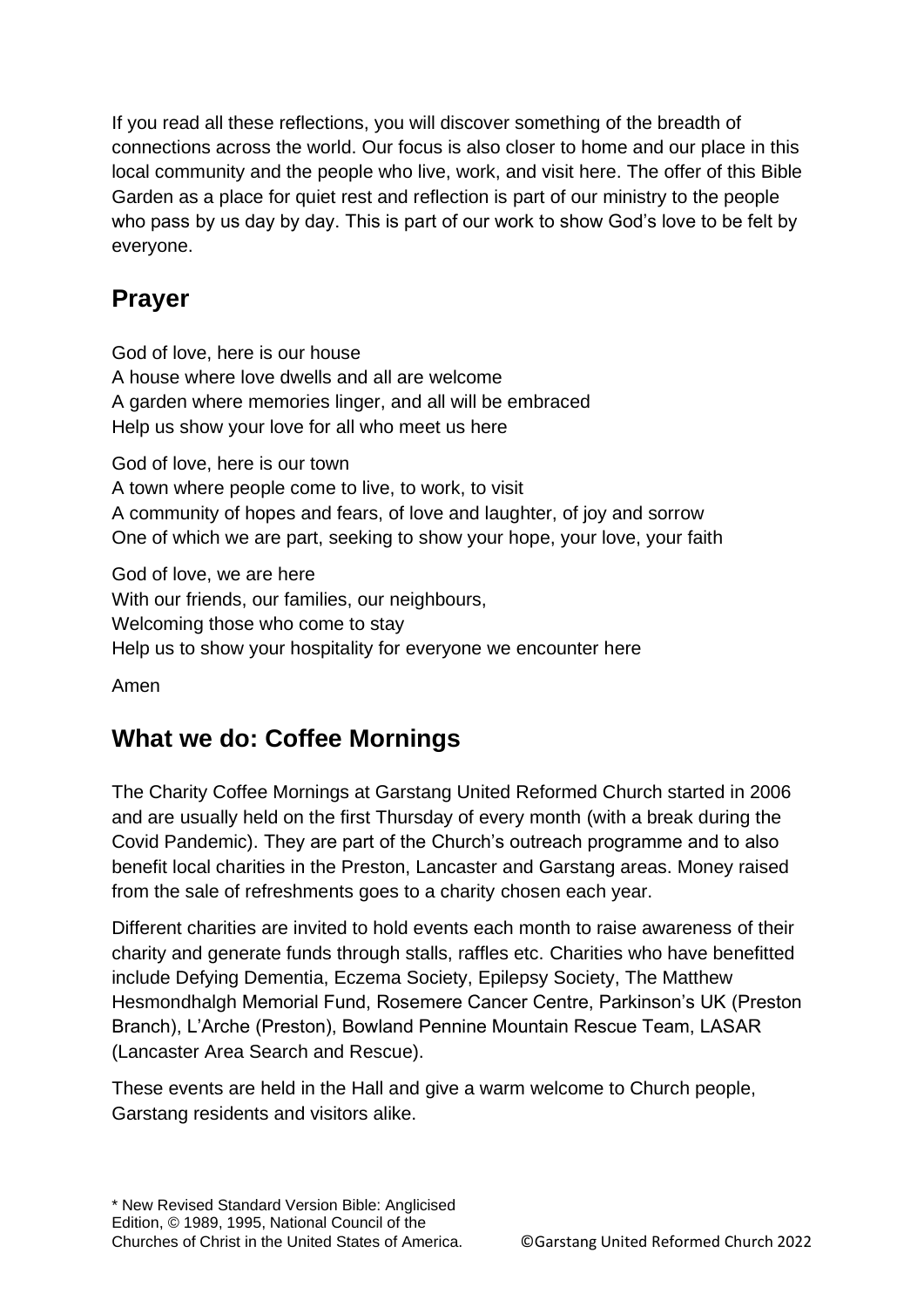If you read all these reflections, you will discover something of the breadth of connections across the world. Our focus is also closer to home and our place in this local community and the people who live, work, and visit here. The offer of this Bible Garden as a place for quiet rest and reflection is part of our ministry to the people who pass by us day by day. This is part of our work to show God's love to be felt by everyone.

## Prayer

God of love, here is our house
A house where love dwells and all are welcome
A garden where memories linger, and all will be embraced
Help us show your love for all who meet us here

God of love, here is our town
A town where people come to live, to work, to visit
A community of hopes and fears, of love and laughter, of joy and sorrow
One of which we are part, seeking to show your hope, your love, your faith

God of love, we are here
With our friends, our families, our neighbours,
Welcoming those who come to stay
Help us to show your hospitality for everyone we encounter here

Amen

## What we do: Coffee Mornings

The Charity Coffee Mornings at Garstang United Reformed Church started in 2006 and are usually held on the first Thursday of every month (with a break during the Covid Pandemic). They are part of the Church's outreach programme and to also benefit local charities in the Preston, Lancaster and Garstang areas. Money raised from the sale of refreshments goes to a charity chosen each year.

Different charities are invited to hold events each month to raise awareness of their charity and generate funds through stalls, raffles etc. Charities who have benefitted include Defying Dementia, Eczema Society, Epilepsy Society, The Matthew Hesmondhalgh Memorial Fund, Rosemere Cancer Centre, Parkinson's UK (Preston Branch), L'Arche (Preston), Bowland Pennine Mountain Rescue Team, LASAR (Lancaster Area Search and Rescue).

These events are held in the Hall and give a warm welcome to Church people, Garstang residents and visitors alike.

* New Revised Standard Version Bible: Anglicised Edition, © 1989, 1995, National Council of the Churches of Christ in the United States of America.

©Garstang United Reformed Church 2022